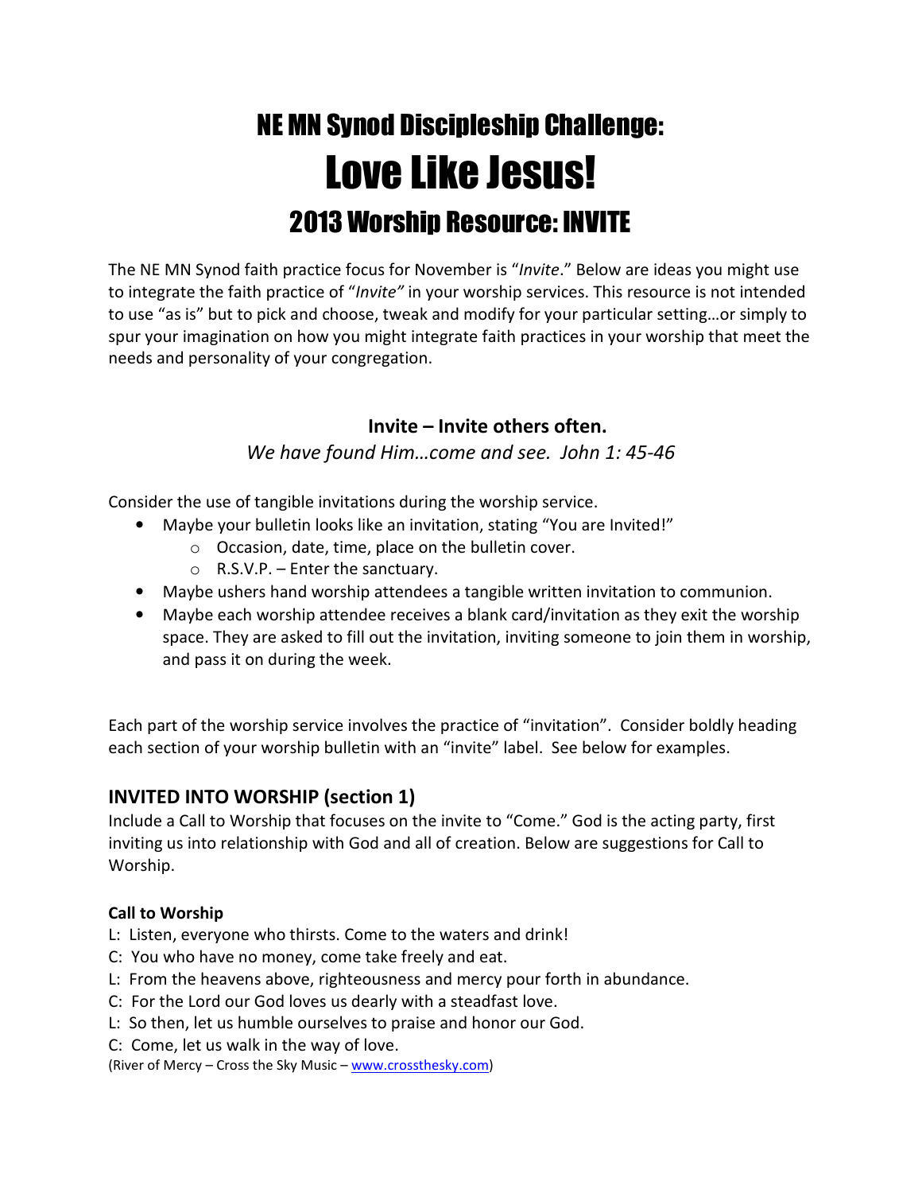# NE MN Synod Discipleship Challenge:

# Love Like Jesus!

## 2013 Worship Resource: INVITE

The NE MN Synod faith practice focus for November is "*Invite*." Below are ideas you might use to integrate the faith practice of "*Invite"* in your worship services. This resource is not intended to use "as is" but to pick and choose, tweak and modify for your particular setting…or simply to spur your imagination on how you might integrate faith practices in your worship that meet the needs and personality of your congregation.

**Invite – Invite others often.**

*We have found Him…come and see. John 1: 45-46*

Consider the use of tangible invitations during the worship service.

- Maybe your bulletin looks like an invitation, stating "You are Invited!"
  - Occasion, date, time, place on the bulletin cover.
  - R.S.V.P. – Enter the sanctuary.
- Maybe ushers hand worship attendees a tangible written invitation to communion.
- Maybe each worship attendee receives a blank card/invitation as they exit the worship space. They are asked to fill out the invitation, inviting someone to join them in worship, and pass it on during the week.

Each part of the worship service involves the practice of "invitation". Consider boldly heading each section of your worship bulletin with an "invite" label. See below for examples.

### INVITED INTO WORSHIP (section 1)

Include a Call to Worship that focuses on the invite to "Come." God is the acting party, first inviting us into relationship with God and all of creation. Below are suggestions for Call to Worship.

**Call to Worship**

L: Listen, everyone who thirsts. Come to the waters and drink!
C: You who have no money, come take freely and eat.
L: From the heavens above, righteousness and mercy pour forth in abundance.
C: For the Lord our God loves us dearly with a steadfast love.
L: So then, let us humble ourselves to praise and honor our God.
C: Come, let us walk in the way of love.
(River of Mercy – Cross the Sky Music – www.crossthesky.com)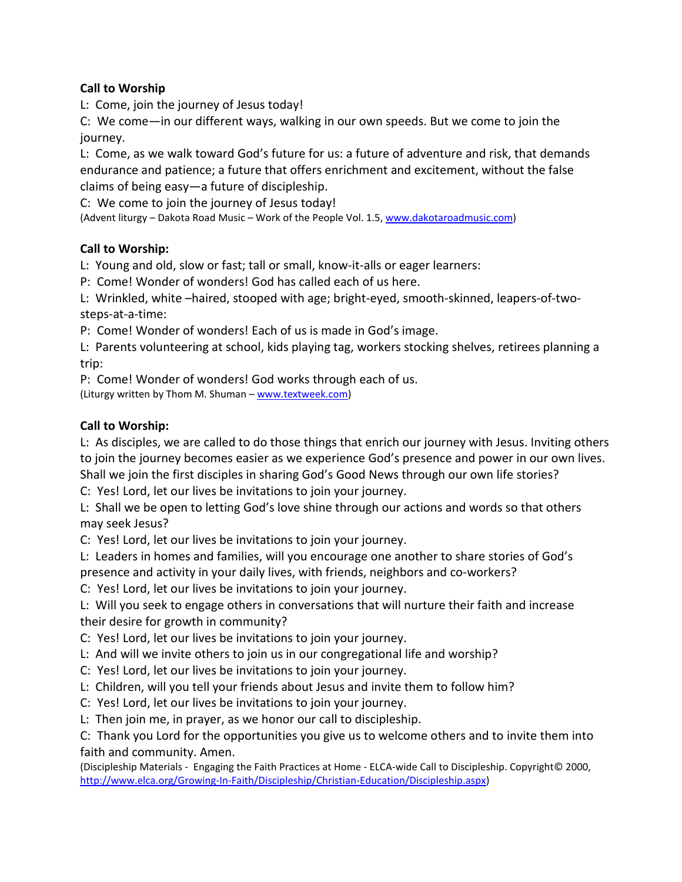**Call to Worship**

L: Come, join the journey of Jesus today!

C: We come—in our different ways, walking in our own speeds. But we come to join the journey.

L: Come, as we walk toward God's future for us: a future of adventure and risk, that demands endurance and patience; a future that offers enrichment and excitement, without the false claims of being easy—a future of discipleship.

C: We come to join the journey of Jesus today!

(Advent liturgy – Dakota Road Music – Work of the People Vol. 1.5, www.dakotaroadmusic.com)

**Call to Worship:**

L: Young and old, slow or fast; tall or small, know-it-alls or eager learners:

P: Come! Wonder of wonders! God has called each of us here.

L: Wrinkled, white –haired, stooped with age; bright-eyed, smooth-skinned, leapers-of-two-steps-at-a-time:

P: Come! Wonder of wonders! Each of us is made in God's image.

L: Parents volunteering at school, kids playing tag, workers stocking shelves, retirees planning a trip:

P: Come! Wonder of wonders! God works through each of us.

(Liturgy written by Thom M. Shuman – www.textweek.com)

**Call to Worship:**

L: As disciples, we are called to do those things that enrich our journey with Jesus. Inviting others to join the journey becomes easier as we experience God's presence and power in our own lives. Shall we join the first disciples in sharing God's Good News through our own life stories?

C: Yes! Lord, let our lives be invitations to join your journey.

L: Shall we be open to letting God's love shine through our actions and words so that others may seek Jesus?

C: Yes! Lord, let our lives be invitations to join your journey.

L: Leaders in homes and families, will you encourage one another to share stories of God's presence and activity in your daily lives, with friends, neighbors and co-workers?

C: Yes! Lord, let our lives be invitations to join your journey.

L: Will you seek to engage others in conversations that will nurture their faith and increase their desire for growth in community?

C: Yes! Lord, let our lives be invitations to join your journey.

L: And will we invite others to join us in our congregational life and worship?

C: Yes! Lord, let our lives be invitations to join your journey.

L: Children, will you tell your friends about Jesus and invite them to follow him?

C: Yes! Lord, let our lives be invitations to join your journey.

L: Then join me, in prayer, as we honor our call to discipleship.

C: Thank you Lord for the opportunities you give us to welcome others and to invite them into faith and community. Amen.

(Discipleship Materials - Engaging the Faith Practices at Home - ELCA-wide Call to Discipleship. Copyright© 2000, http://www.elca.org/Growing-In-Faith/Discipleship/Christian-Education/Discipleship.aspx)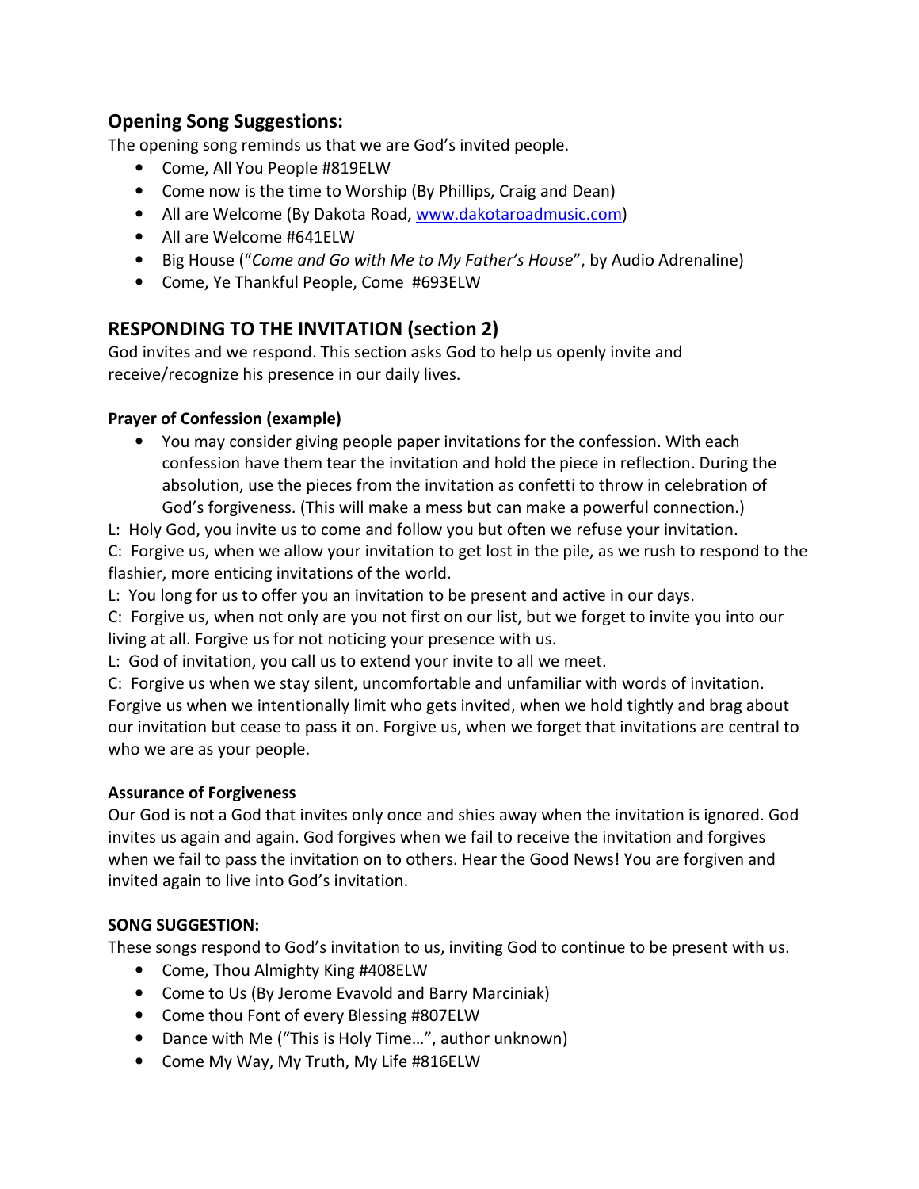## Opening Song Suggestions:

The opening song reminds us that we are God's invited people.

- Come, All You People #819ELW
- Come now is the time to Worship (By Phillips, Craig and Dean)
- All are Welcome (By Dakota Road, [www.dakotaroadmusic.com](http://www.dakotaroadmusic.com))
- All are Welcome #641ELW
- Big House ("*Come and Go with Me to My Father's House*", by Audio Adrenaline)
- Come, Ye Thankful People, Come #693ELW

## RESPONDING TO THE INVITATION (section 2)

God invites and we respond. This section asks God to help us openly invite and receive/recognize his presence in our daily lives.

### Prayer of Confession (example)

- You may consider giving people paper invitations for the confession. With each confession have them tear the invitation and hold the piece in reflection. During the absolution, use the pieces from the invitation as confetti to throw in celebration of God's forgiveness. (This will make a mess but can make a powerful connection.)

L: Holy God, you invite us to come and follow you but often we refuse your invitation.

C: Forgive us, when we allow your invitation to get lost in the pile, as we rush to respond to the flashier, more enticing invitations of the world.

L: You long for us to offer you an invitation to be present and active in our days.

C: Forgive us, when not only are you not first on our list, but we forget to invite you into our living at all. Forgive us for not noticing your presence with us.

L: God of invitation, you call us to extend your invite to all we meet.

C: Forgive us when we stay silent, uncomfortable and unfamiliar with words of invitation. Forgive us when we intentionally limit who gets invited, when we hold tightly and brag about our invitation but cease to pass it on. Forgive us, when we forget that invitations are central to who we are as your people.

### Assurance of Forgiveness

Our God is not a God that invites only once and shies away when the invitation is ignored. God invites us again and again. God forgives when we fail to receive the invitation and forgives when we fail to pass the invitation on to others. Hear the Good News! You are forgiven and invited again to live into God's invitation.

### SONG SUGGESTION:

These songs respond to God's invitation to us, inviting God to continue to be present with us.

- Come, Thou Almighty King #408ELW
- Come to Us (By Jerome Evavold and Barry Marciniak)
- Come thou Font of every Blessing #807ELW
- Dance with Me ("This is Holy Time…", author unknown)
- Come My Way, My Truth, My Life #816ELW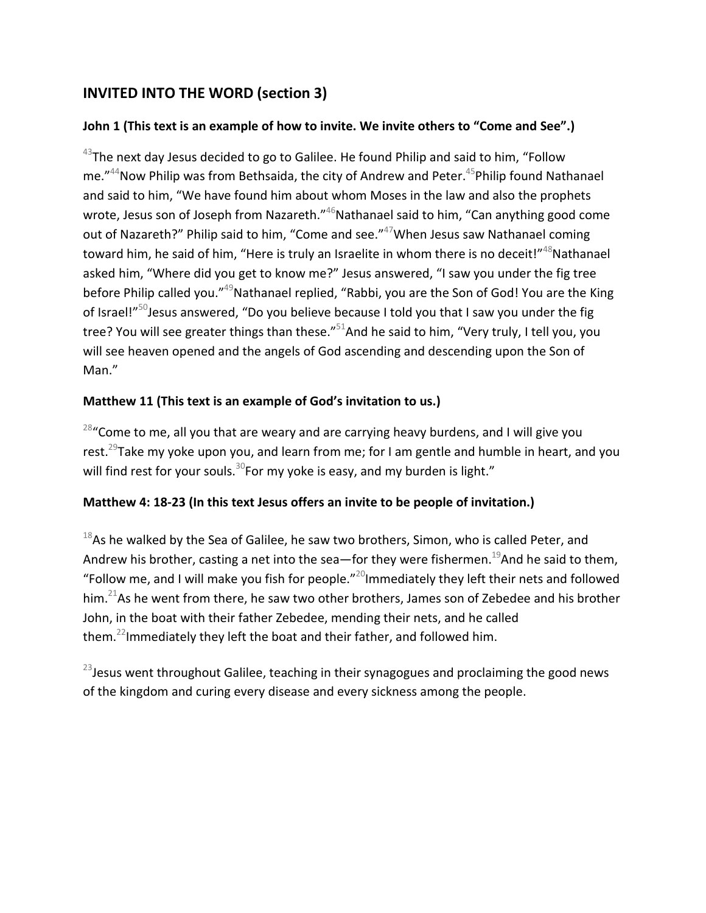## INVITED INTO THE WORD (section 3)

### John 1 (This text is an example of how to invite. We invite others to "Come and See".)

[43]The next day Jesus decided to go to Galilee. He found Philip and said to him, "Follow me."[44]Now Philip was from Bethsaida, the city of Andrew and Peter.[45]Philip found Nathanael and said to him, "We have found him about whom Moses in the law and also the prophets wrote, Jesus son of Joseph from Nazareth."[46]Nathanael said to him, "Can anything good come out of Nazareth?" Philip said to him, "Come and see."[47]When Jesus saw Nathanael coming toward him, he said of him, "Here is truly an Israelite in whom there is no deceit!"[48]Nathanael asked him, "Where did you get to know me?" Jesus answered, "I saw you under the fig tree before Philip called you."[49]Nathanael replied, "Rabbi, you are the Son of God! You are the King of Israel!"[50]Jesus answered, "Do you believe because I told you that I saw you under the fig tree? You will see greater things than these."[51]And he said to him, "Very truly, I tell you, you will see heaven opened and the angels of God ascending and descending upon the Son of Man."

### Matthew 11 (This text is an example of God's invitation to us.)

[28]"Come to me, all you that are weary and are carrying heavy burdens, and I will give you rest.[29]Take my yoke upon you, and learn from me; for I am gentle and humble in heart, and you will find rest for your souls.[30]For my yoke is easy, and my burden is light."

### Matthew 4: 18-23 (In this text Jesus offers an invite to be people of invitation.)

[18]As he walked by the Sea of Galilee, he saw two brothers, Simon, who is called Peter, and Andrew his brother, casting a net into the sea—for they were fishermen.[19]And he said to them, "Follow me, and I will make you fish for people."[20]Immediately they left their nets and followed him.[21]As he went from there, he saw two other brothers, James son of Zebedee and his brother John, in the boat with their father Zebedee, mending their nets, and he called them.[22]Immediately they left the boat and their father, and followed him.

[23]Jesus went throughout Galilee, teaching in their synagogues and proclaiming the good news of the kingdom and curing every disease and every sickness among the people.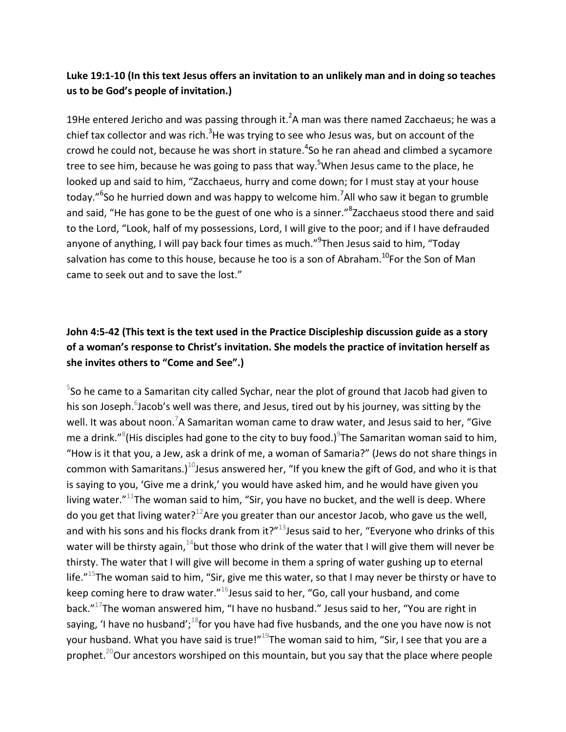**Luke 19:1-10 (In this text Jesus offers an invitation to an unlikely man and in doing so teaches us to be God's people of invitation.)**

19He entered Jericho and was passing through it.[2]A man was there named Zacchaeus; he was a chief tax collector and was rich.[3]He was trying to see who Jesus was, but on account of the crowd he could not, because he was short in stature.[4]So he ran ahead and climbed a sycamore tree to see him, because he was going to pass that way.[5]When Jesus came to the place, he looked up and said to him, "Zacchaeus, hurry and come down; for I must stay at your house today."[6]So he hurried down and was happy to welcome him.[7]All who saw it began to grumble and said, "He has gone to be the guest of one who is a sinner."[8]Zacchaeus stood there and said to the Lord, "Look, half of my possessions, Lord, I will give to the poor; and if I have defrauded anyone of anything, I will pay back four times as much."[9]Then Jesus said to him, "Today salvation has come to this house, because he too is a son of Abraham.[10]For the Son of Man came to seek out and to save the lost."

**John 4:5-42 (This text is the text used in the Practice Discipleship discussion guide as a story of a woman's response to Christ's invitation. She models the practice of invitation herself as she invites others to "Come and See".)**

[5]So he came to a Samaritan city called Sychar, near the plot of ground that Jacob had given to his son Joseph.[6]Jacob's well was there, and Jesus, tired out by his journey, was sitting by the well. It was about noon.[7]A Samaritan woman came to draw water, and Jesus said to her, "Give me a drink."[8](His disciples had gone to the city to buy food.)[9]The Samaritan woman said to him, "How is it that you, a Jew, ask a drink of me, a woman of Samaria?" (Jews do not share things in common with Samaritans.)[10]Jesus answered her, "If you knew the gift of God, and who it is that is saying to you, 'Give me a drink,' you would have asked him, and he would have given you living water."[11]The woman said to him, "Sir, you have no bucket, and the well is deep. Where do you get that living water?[12]Are you greater than our ancestor Jacob, who gave us the well, and with his sons and his flocks drank from it?"[13]Jesus said to her, "Everyone who drinks of this water will be thirsty again,[14]but those who drink of the water that I will give them will never be thirsty. The water that I will give will become in them a spring of water gushing up to eternal life."[15]The woman said to him, "Sir, give me this water, so that I may never be thirsty or have to keep coming here to draw water."[16]Jesus said to her, "Go, call your husband, and come back."[17]The woman answered him, "I have no husband." Jesus said to her, "You are right in saying, 'I have no husband';[18]for you have had five husbands, and the one you have now is not your husband. What you have said is true!"[19]The woman said to him, "Sir, I see that you are a prophet.[20]Our ancestors worshiped on this mountain, but you say that the place where people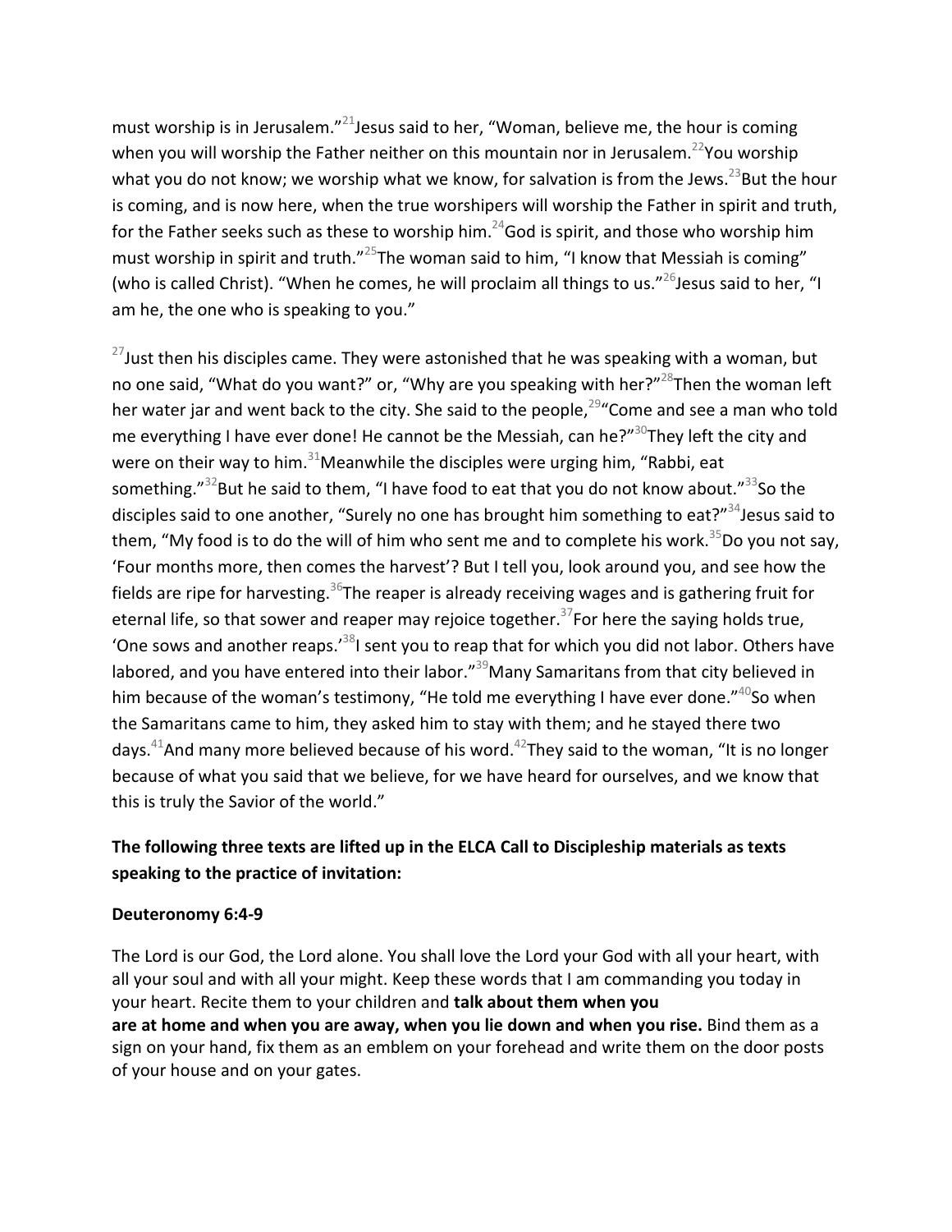must worship is in Jerusalem."[21]Jesus said to her, "Woman, believe me, the hour is coming when you will worship the Father neither on this mountain nor in Jerusalem.[22]You worship what you do not know; we worship what we know, for salvation is from the Jews.[23]But the hour is coming, and is now here, when the true worshipers will worship the Father in spirit and truth, for the Father seeks such as these to worship him.[24]God is spirit, and those who worship him must worship in spirit and truth."[25]The woman said to him, "I know that Messiah is coming" (who is called Christ). "When he comes, he will proclaim all things to us."[26]Jesus said to her, "I am he, the one who is speaking to you."

[27]Just then his disciples came. They were astonished that he was speaking with a woman, but no one said, "What do you want?" or, "Why are you speaking with her?"[28]Then the woman left her water jar and went back to the city. She said to the people,[29]"Come and see a man who told me everything I have ever done! He cannot be the Messiah, can he?"[30]They left the city and were on their way to him.[31]Meanwhile the disciples were urging him, "Rabbi, eat something."[32]But he said to them, "I have food to eat that you do not know about."[33]So the disciples said to one another, "Surely no one has brought him something to eat?"[34]Jesus said to them, "My food is to do the will of him who sent me and to complete his work.[35]Do you not say, 'Four months more, then comes the harvest'? But I tell you, look around you, and see how the fields are ripe for harvesting.[36]The reaper is already receiving wages and is gathering fruit for eternal life, so that sower and reaper may rejoice together.[37]For here the saying holds true, 'One sows and another reaps.'[38]I sent you to reap that for which you did not labor. Others have labored, and you have entered into their labor."[39]Many Samaritans from that city believed in him because of the woman's testimony, "He told me everything I have ever done."[40]So when the Samaritans came to him, they asked him to stay with them; and he stayed there two days.[41]And many more believed because of his word.[42]They said to the woman, "It is no longer because of what you said that we believe, for we have heard for ourselves, and we know that this is truly the Savior of the world."

**The following three texts are lifted up in the ELCA Call to Discipleship materials as texts speaking to the practice of invitation:**

**Deuteronomy 6:4-9**

The Lord is our God, the Lord alone. You shall love the Lord your God with all your heart, with all your soul and with all your might. Keep these words that I am commanding you today in your heart. Recite them to your children and **talk about them when you are at home and when you are away, when you lie down and when you rise.** Bind them as a sign on your hand, fix them as an emblem on your forehead and write them on the door posts of your house and on your gates.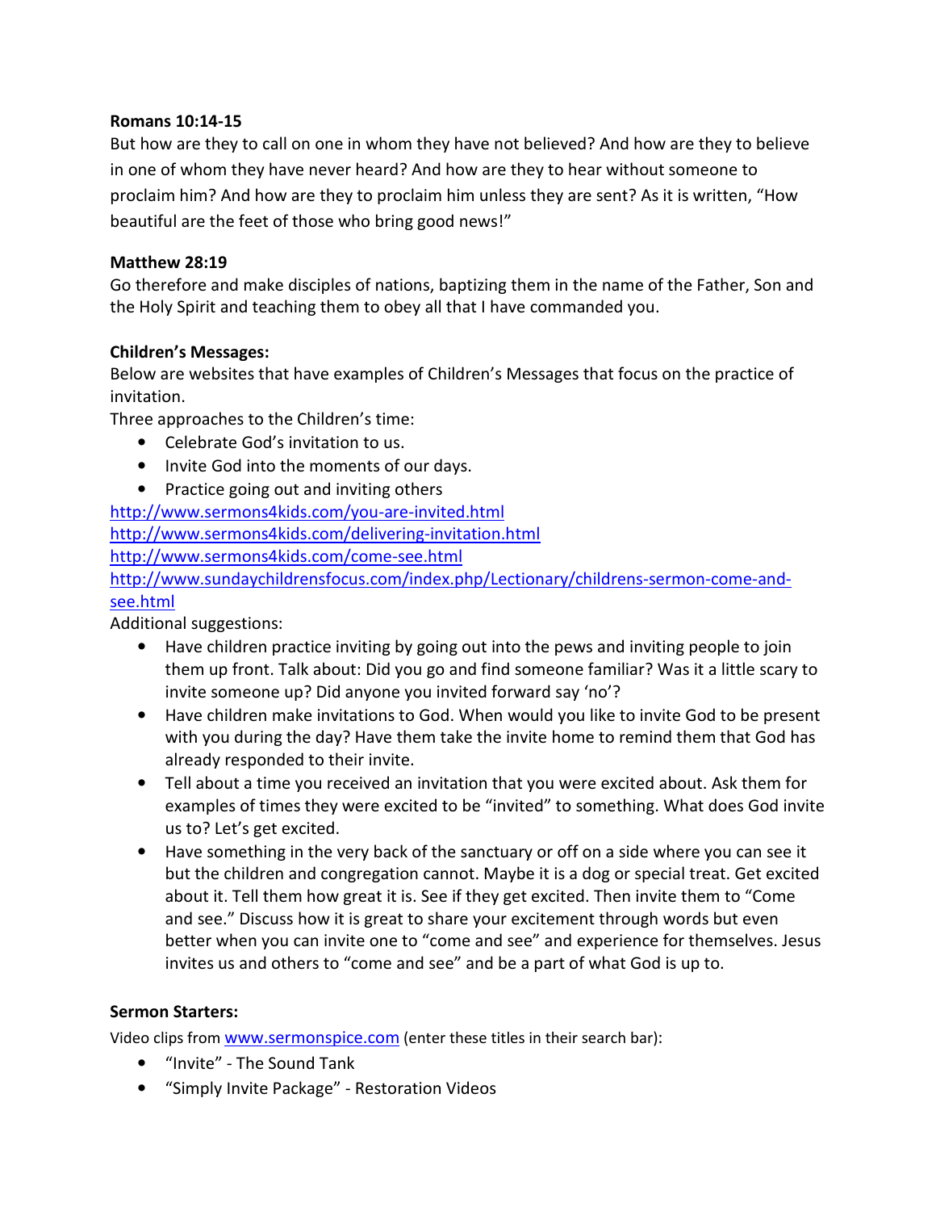**Romans 10:14-15**
But how are they to call on one in whom they have not believed? And how are they to believe in one of whom they have never heard? And how are they to hear without someone to proclaim him? And how are they to proclaim him unless they are sent? As it is written, "How beautiful are the feet of those who bring good news!"

**Matthew 28:19**
Go therefore and make disciples of nations, baptizing them in the name of the Father, Son and the Holy Spirit and teaching them to obey all that I have commanded you.

**Children's Messages:**
Below are websites that have examples of Children's Messages that focus on the practice of invitation.
Three approaches to the Children's time:

- Celebrate God's invitation to us.
- Invite God into the moments of our days.
- Practice going out and inviting others

http://www.sermons4kids.com/you-are-invited.html
http://www.sermons4kids.com/delivering-invitation.html
http://www.sermons4kids.com/come-see.html
http://www.sundaychildrensfocus.com/index.php/Lectionary/childrens-sermon-come-and-see.html

Additional suggestions:

- Have children practice inviting by going out into the pews and inviting people to join them up front. Talk about: Did you go and find someone familiar? Was it a little scary to invite someone up? Did anyone you invited forward say 'no'?
- Have children make invitations to God. When would you like to invite God to be present with you during the day? Have them take the invite home to remind them that God has already responded to their invite.
- Tell about a time you received an invitation that you were excited about. Ask them for examples of times they were excited to be "invited" to something. What does God invite us to? Let's get excited.
- Have something in the very back of the sanctuary or off on a side where you can see it but the children and congregation cannot. Maybe it is a dog or special treat. Get excited about it. Tell them how great it is. See if they get excited. Then invite them to "Come and see." Discuss how it is great to share your excitement through words but even better when you can invite one to "come and see" and experience for themselves. Jesus invites us and others to "come and see" and be a part of what God is up to.

**Sermon Starters:**
Video clips from www.sermonspice.com (enter these titles in their search bar):

- "Invite" - The Sound Tank
- "Simply Invite Package" - Restoration Videos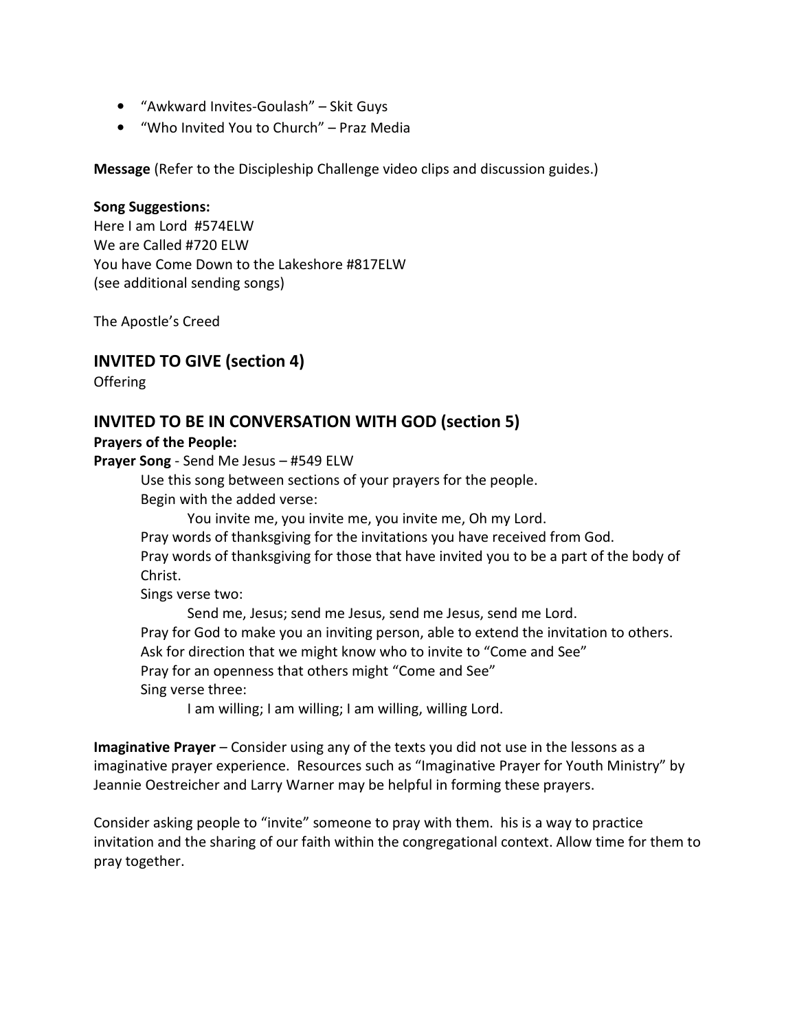- “Awkward Invites-Goulash” – Skit Guys
- “Who Invited You to Church” – Praz Media

**Message** (Refer to the Discipleship Challenge video clips and discussion guides.)

**Song Suggestions:**
Here I am Lord #574ELW
We are Called #720 ELW
You have Come Down to the Lakeshore #817ELW
(see additional sending songs)

The Apostle’s Creed

## INVITED TO GIVE (section 4)

Offering

## INVITED TO BE IN CONVERSATION WITH GOD (section 5)

**Prayers of the People:**

**Prayer Song** - Send Me Jesus – #549 ELW

Use this song between sections of your prayers for the people.
Begin with the added verse:

You invite me, you invite me, you invite me, Oh my Lord.

Pray words of thanksgiving for the invitations you have received from God.
Pray words of thanksgiving for those that have invited you to be a part of the body of Christ.
Sings verse two:

Send me, Jesus; send me Jesus, send me Jesus, send me Lord.

Pray for God to make you an inviting person, able to extend the invitation to others.
Ask for direction that we might know who to invite to “Come and See”
Pray for an openness that others might “Come and See”
Sing verse three:

I am willing; I am willing; I am willing, willing Lord.

**Imaginative Prayer** – Consider using any of the texts you did not use in the lessons as a imaginative prayer experience. Resources such as “Imaginative Prayer for Youth Ministry” by Jeannie Oestreicher and Larry Warner may be helpful in forming these prayers.

Consider asking people to “invite” someone to pray with them. his is a way to practice invitation and the sharing of our faith within the congregational context. Allow time for them to pray together.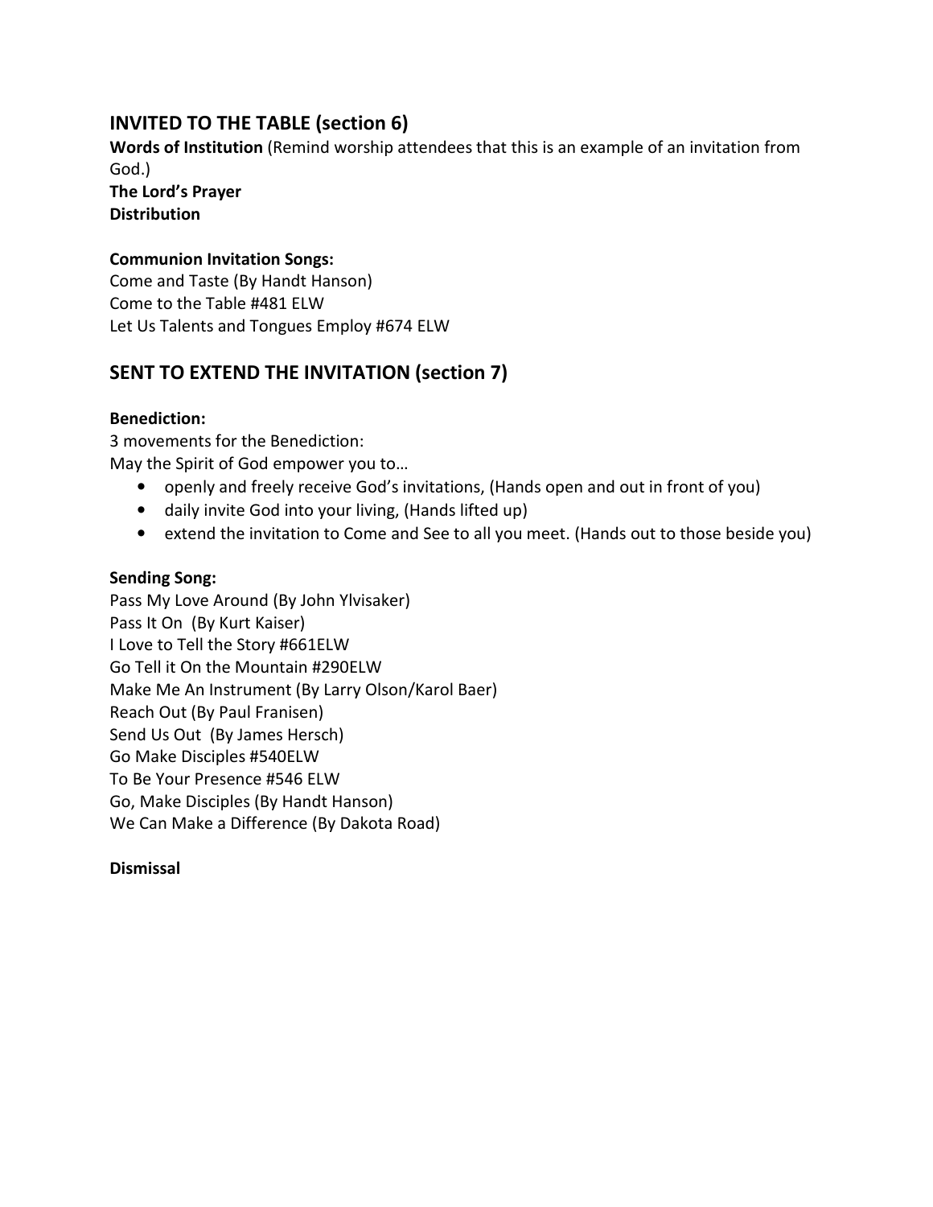## INVITED TO THE TABLE (section 6)

**Words of Institution** (Remind worship attendees that this is an example of an invitation from God.)
**The Lord's Prayer**
**Distribution**

**Communion Invitation Songs:**
Come and Taste (By Handt Hanson)
Come to the Table #481 ELW
Let Us Talents and Tongues Employ #674 ELW

## SENT TO EXTEND THE INVITATION (section 7)

**Benediction:**
3 movements for the Benediction:
May the Spirit of God empower you to…

- openly and freely receive God's invitations, (Hands open and out in front of you)
- daily invite God into your living, (Hands lifted up)
- extend the invitation to Come and See to all you meet. (Hands out to those beside you)

**Sending Song:**
Pass My Love Around (By John Ylvisaker)
Pass It On (By Kurt Kaiser)
I Love to Tell the Story #661ELW
Go Tell it On the Mountain #290ELW
Make Me An Instrument (By Larry Olson/Karol Baer)
Reach Out (By Paul Franisen)
Send Us Out (By James Hersch)
Go Make Disciples #540ELW
To Be Your Presence #546 ELW
Go, Make Disciples (By Handt Hanson)
We Can Make a Difference (By Dakota Road)

**Dismissal**